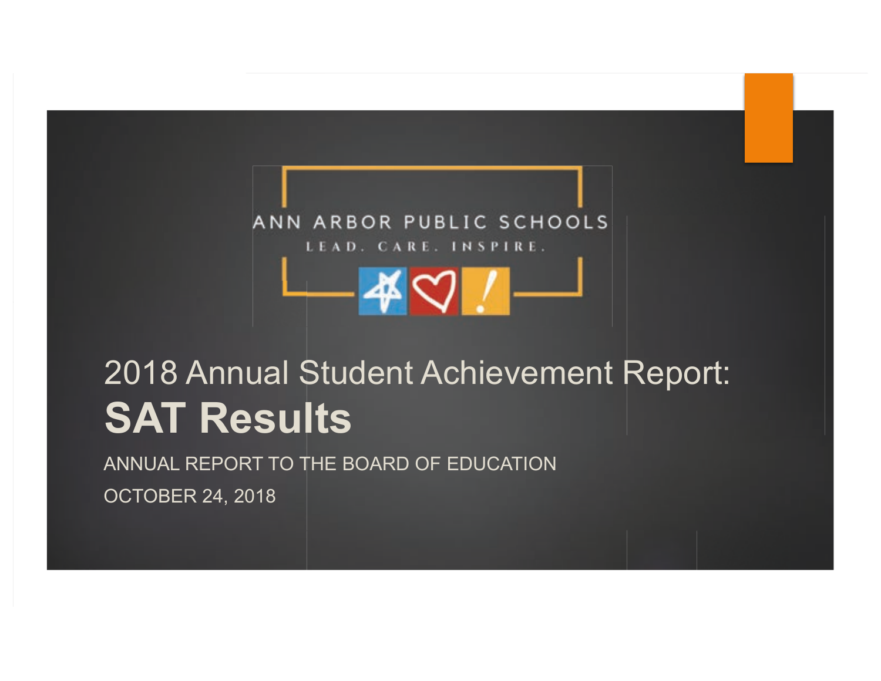ANN ARBOR PUBLIC SCHOOLS

LEAD. CARE. INSPIRE.

# 2018 Annual Student Achievement Report: **SAT Results**

ANNUAL REPORT TO THE BOARD OF EDUCATION

OCTOBER 24, 2018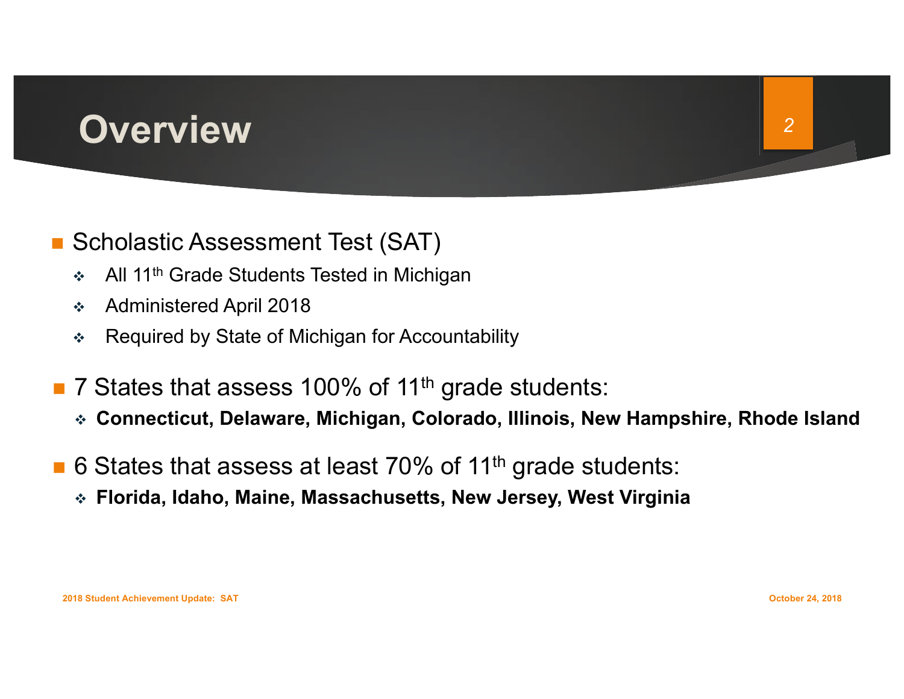# Overview

- Scholastic Assessment Test (SAT)
  - All 11th Grade Students Tested in Michigan
  - Administered April 2018
  - Required by State of Michigan for Accountability

- 7 States that assess 100% of 11th grade students:
  - **Connecticut, Delaware, Michigan, Colorado, Illinois, New Hampshire, Rhode Island**

- 6 States that assess at least 70% of 11th grade students:
  - **Florida, Idaho, Maine, Massachusetts, New Jersey, West Virginia**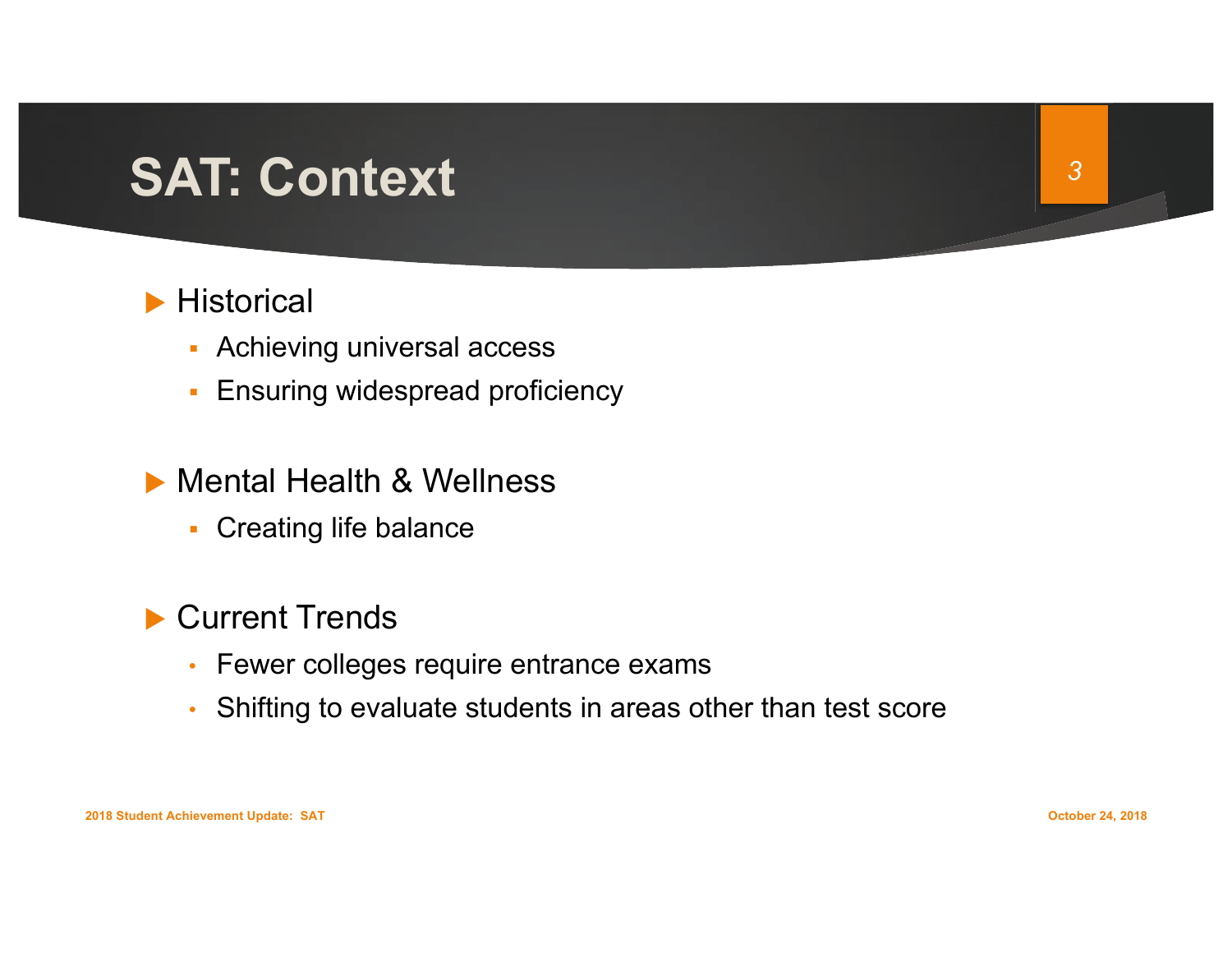# SAT: Context

- Historical
  - Achieving universal access
  - Ensuring widespread proficiency

- Mental Health & Wellness
  - Creating life balance

- Current Trends
  - Fewer colleges require entrance exams
  - Shifting to evaluate students in areas other than test score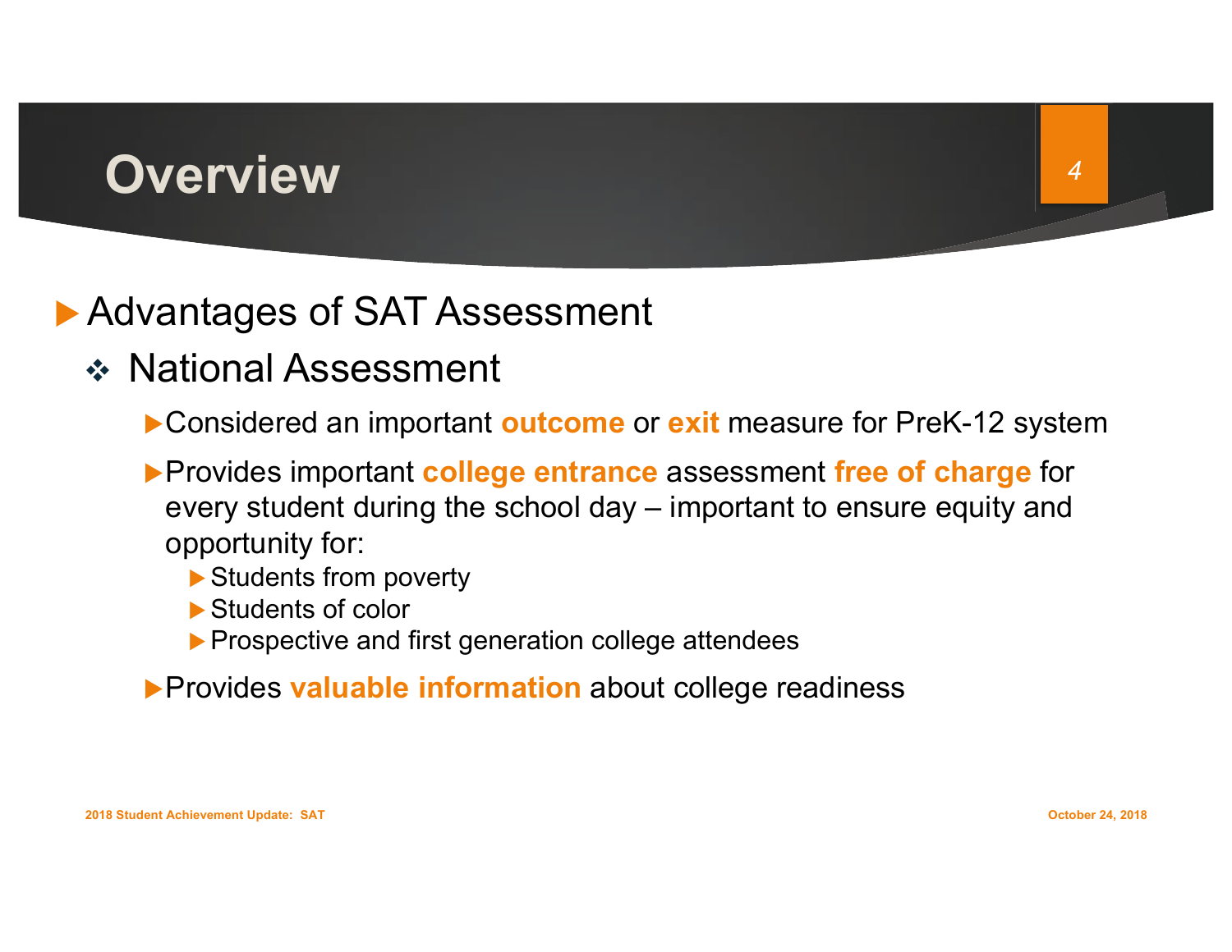# Overview

- Advantages of SAT Assessment
  - National Assessment
    - Considered an important **outcome** or **exit** measure for PreK-12 system
    - Provides important **college entrance** assessment **free of charge** for every student during the school day – important to ensure equity and opportunity for:
      - Students from poverty
      - Students of color
      - Prospective and first generation college attendees
    - Provides **valuable information** about college readiness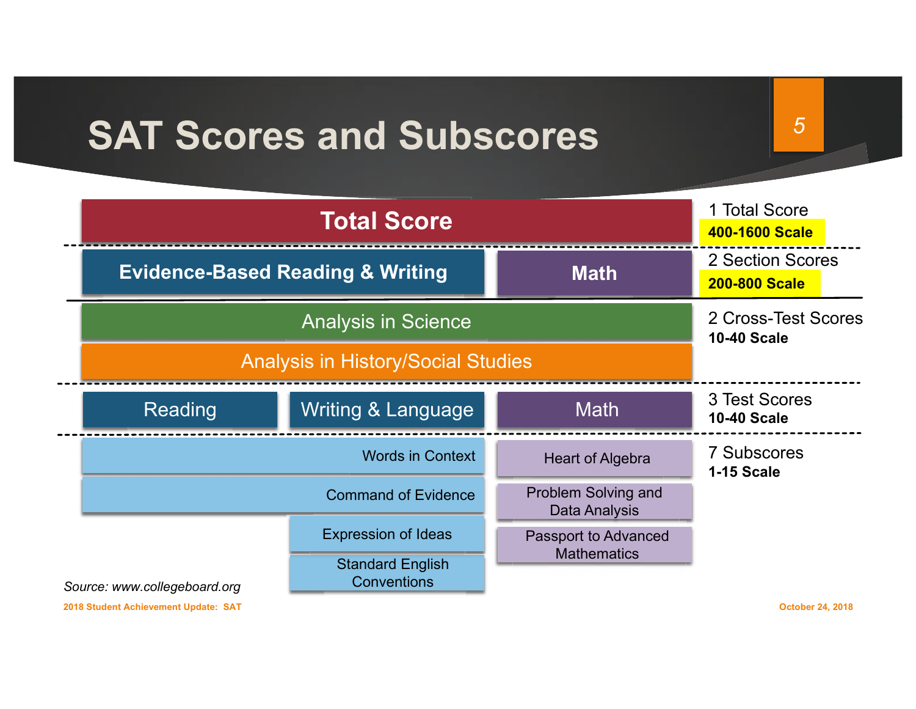# SAT Scores and Subscores

| Score Structure | | | | Levels |
|---|---|---|---|---|
| **Total Score** | | | | 1 Total Score **400-1600 Scale** |
| **Evidence-Based Reading & Writing** | | **Math** | | 2 Section Scores **200-800 Scale** |
| Analysis in Science | | | | 2 Cross-Test Scores **10-40 Scale** |
| Analysis in History/Social Studies | | | | |
| Reading | Writing & Language | Math | | 3 Test Scores **10-40 Scale** |
| Words in Context | | Heart of Algebra | | 7 Subscores **1-15 Scale** |
| Command of Evidence | | Problem Solving and Data Analysis | | |
| | Expression of Ideas | Passport to Advanced Mathematics | | |
| | Standard English Conventions | | | |

*Source: www.collegeboard.org*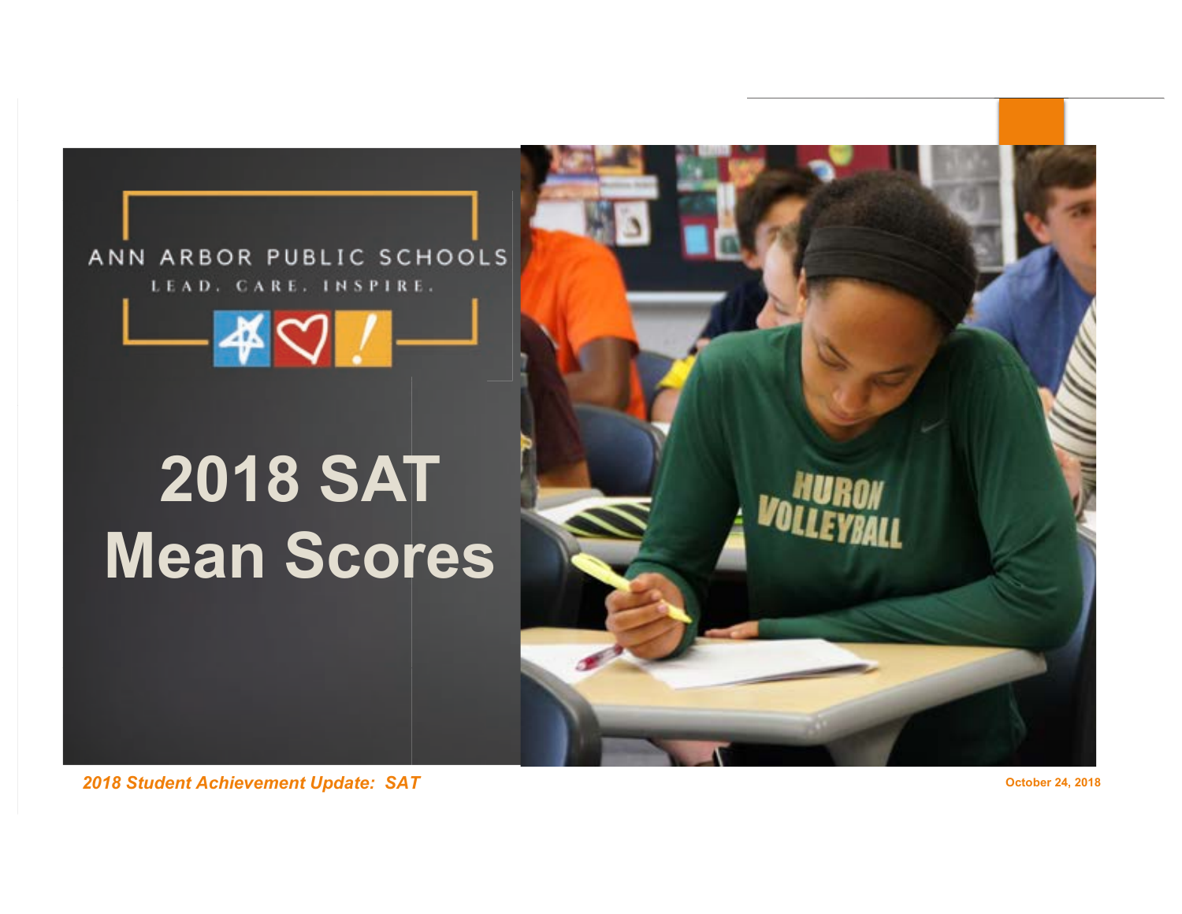ANN ARBOR PUBLIC SCHOOLS

LEAD. CARE. INSPIRE.

# 2018 SAT Mean Scores

*2018 Student Achievement Update: SAT*

October 24, 2018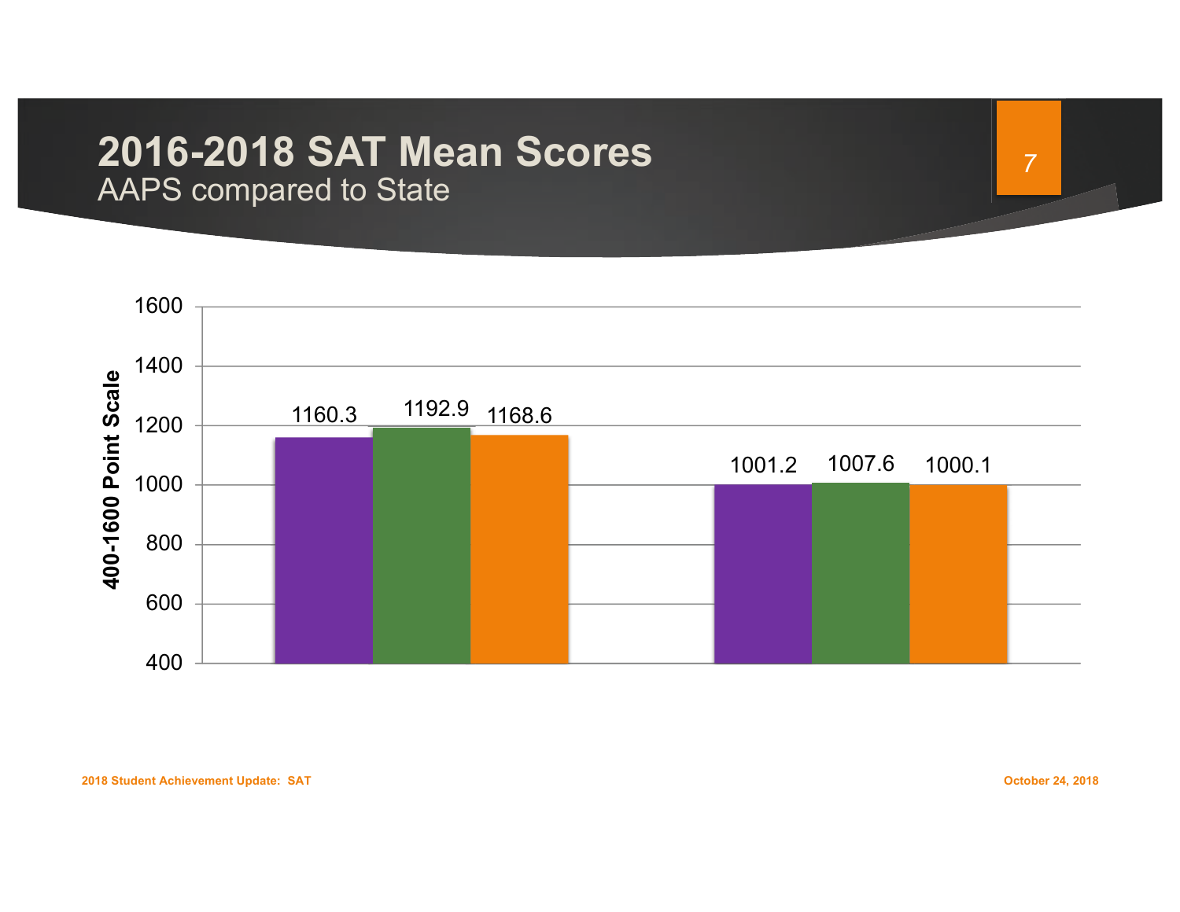# 2016-2018 SAT Mean Scores

AAPS compared to State

| | Group 1 | Group 2 |
|---|---|---|
| Bar 1 (purple) | 1160.3 | 1001.2 |
| Bar 2 (green) | 1192.9 | 1007.6 |
| Bar 3 (orange) | 1168.6 | 1000.1 |

Y-axis: 400-1600 Point Scale (400, 600, 800, 1000, 1200, 1400, 1600)

2018 Student Achievement Update: SAT

October 24, 2018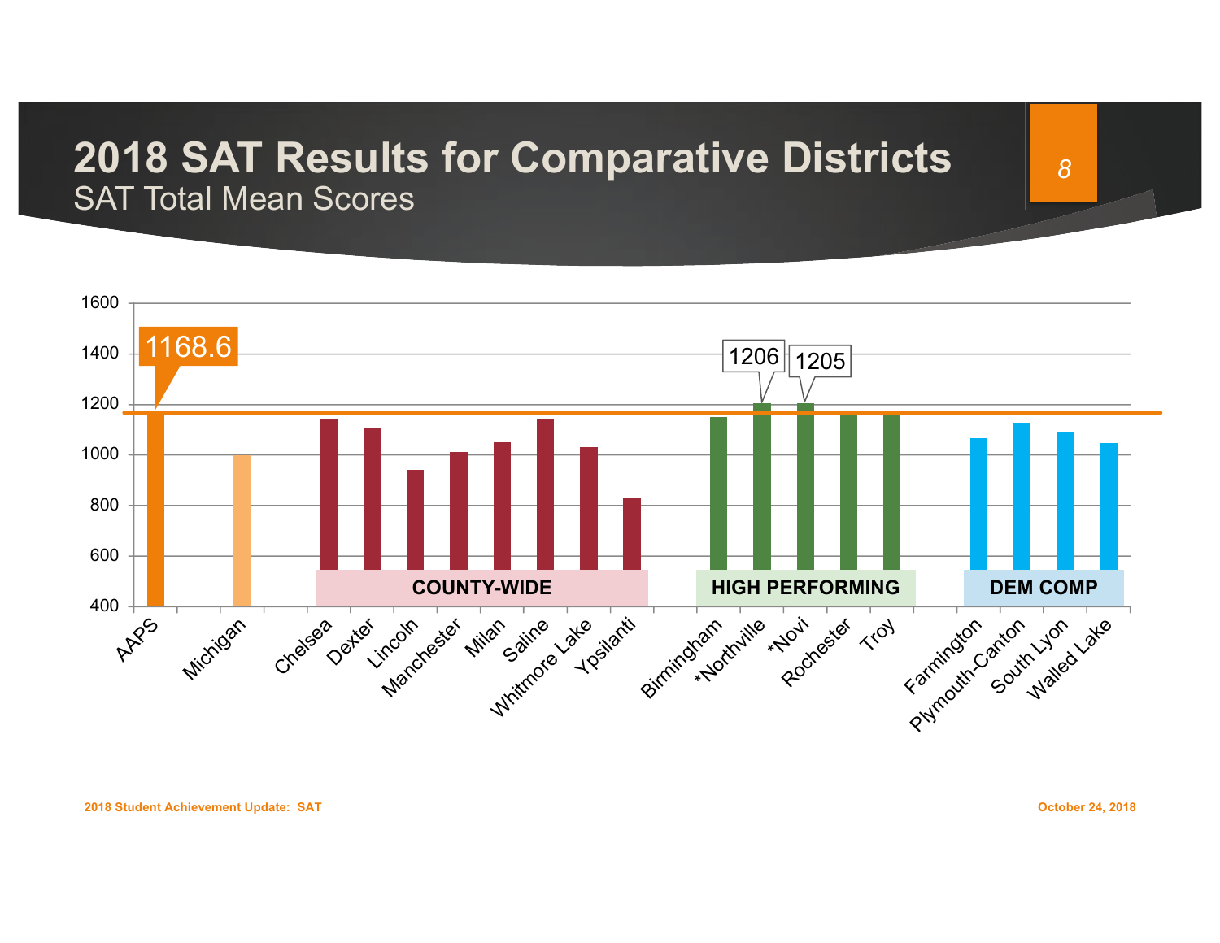# 2018 SAT Results for Comparative Districts

SAT Total Mean Scores

1168.6

1206

1205

1600
1400
1200
1000
800
600
400

COUNTY-WIDE

HIGH PERFORMING

DEM COMP

AAPS, Michigan, Chelsea, Dexter, Lincoln, Manchester, Milan, Saline, Whitmore Lake, Ypsilanti, Birmingham, *Northville, *Novi, Rochester, Troy, Farmington, Plymouth-Canton, South Lyon, Walled Lake

2018 Student Achievement Update: SAT

October 24, 2018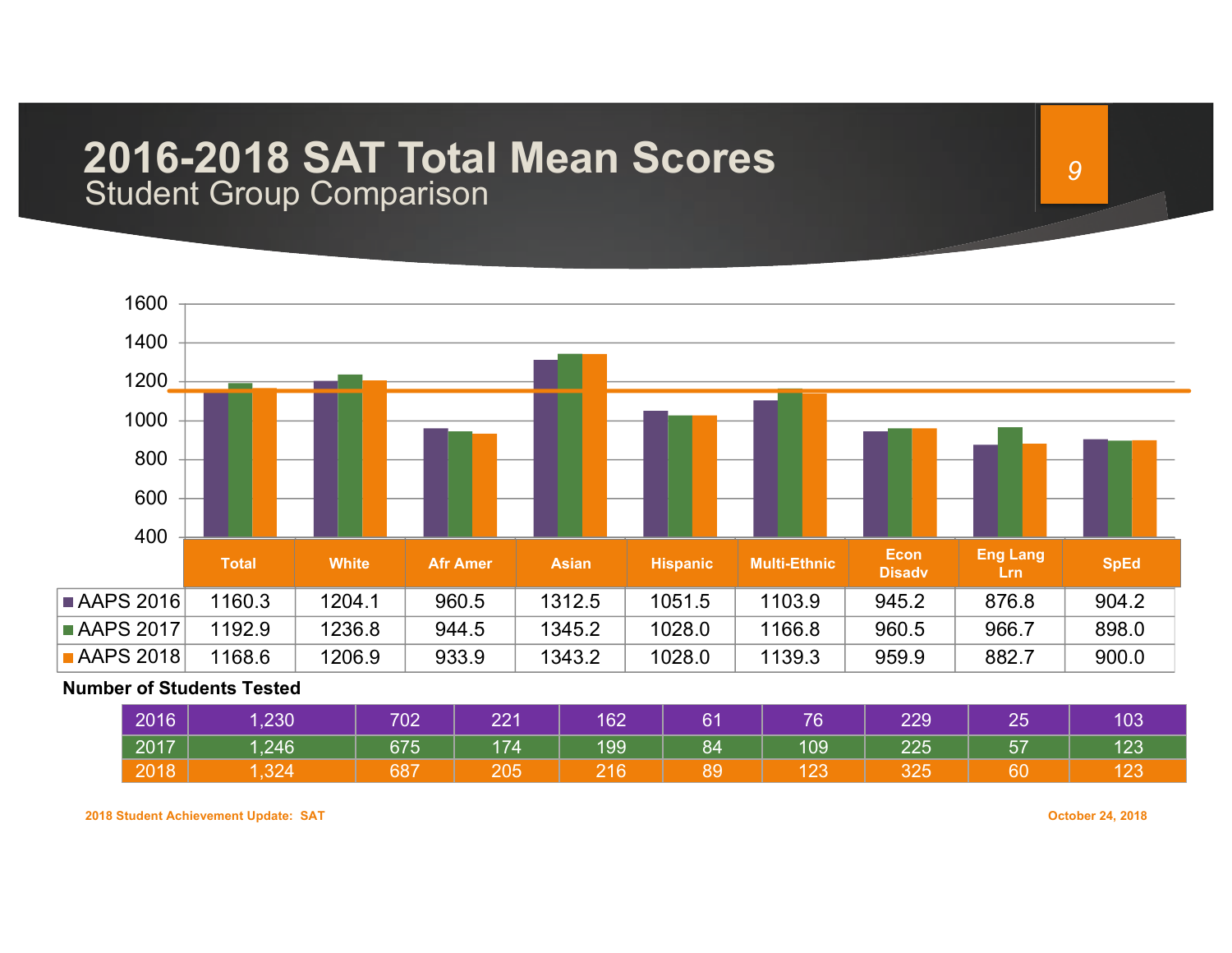# 2016-2018 SAT Total Mean Scores

## Student Group Comparison

| | Total | White | Afr Amer | Asian | Hispanic | Multi-Ethnic | Econ Disadv | Eng Lang Lrn | SpEd |
|---|---|---|---|---|---|---|---|---|---|
| AAPS 2016 | 1160.3 | 1204.1 | 960.5 | 1312.5 | 1051.5 | 1103.9 | 945.2 | 876.8 | 904.2 |
| AAPS 2017 | 1192.9 | 1236.8 | 944.5 | 1345.2 | 1028.0 | 1166.8 | 960.5 | 966.7 | 898.0 |
| AAPS 2018 | 1168.6 | 1206.9 | 933.9 | 1343.2 | 1028.0 | 1139.3 | 959.9 | 882.7 | 900.0 |

**Number of Students Tested**

| Year | Total | White | Afr Amer | Asian | Hispanic | Multi-Ethnic | Econ Disadv | Eng Lang Lrn | SpEd |
|---|---|---|---|---|---|---|---|---|---|
| 2016 | 1,230 | 702 | 221 | 162 | 61 | 76 | 229 | 25 | 103 |
| 2017 | 1,246 | 675 | 174 | 199 | 84 | 109 | 225 | 57 | 123 |
| 2018 | 1,324 | 687 | 205 | 216 | 89 | 123 | 325 | 60 | 123 |

2018 Student Achievement Update: SAT

October 24, 2018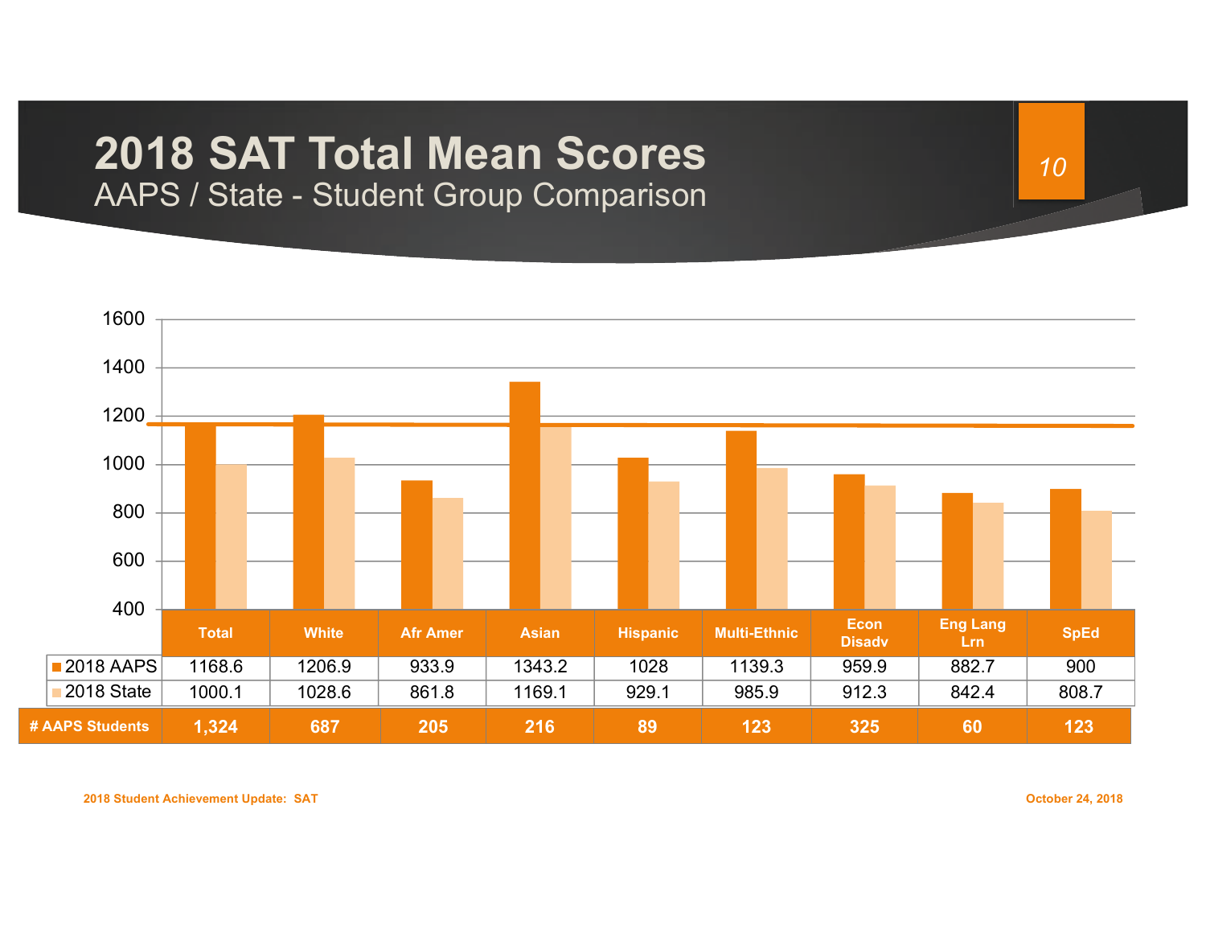# 2018 SAT Total Mean Scores

## AAPS / State - Student Group Comparison

| | Total | White | Afr Amer | Asian | Hispanic | Multi-Ethnic | Econ Disadv | Eng Lang Lrn | SpEd |
|---|---|---|---|---|---|---|---|---|---|
| 2018 AAPS | 1168.6 | 1206.9 | 933.9 | 1343.2 | 1028 | 1139.3 | 959.9 | 882.7 | 900 |
| 2018 State | 1000.1 | 1028.6 | 861.8 | 1169.1 | 929.1 | 985.9 | 912.3 | 842.4 | 808.7 |
| # AAPS Students | 1,324 | 687 | 205 | 216 | 89 | 123 | 325 | 60 | 123 |

2018 Student Achievement Update: SAT

October 24, 2018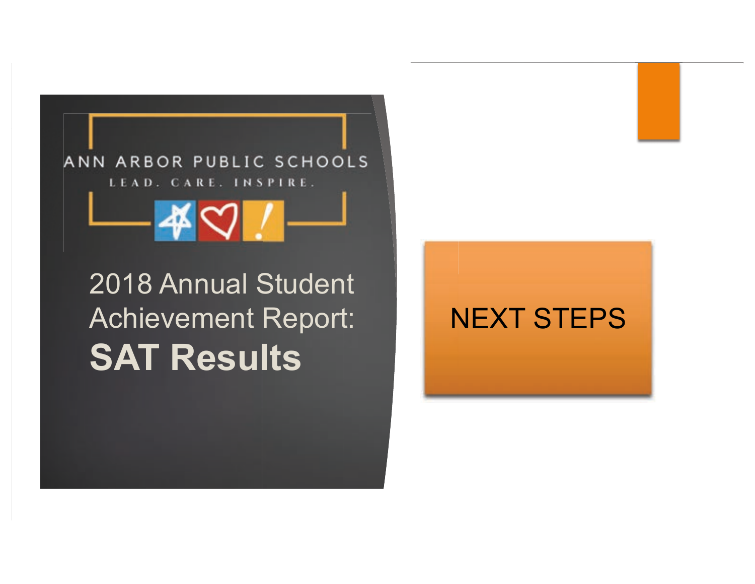ANN ARBOR PUBLIC SCHOOLS

LEAD. CARE. INSPIRE.

# 2018 Annual Student Achievement Report: **SAT Results**

## NEXT STEPS